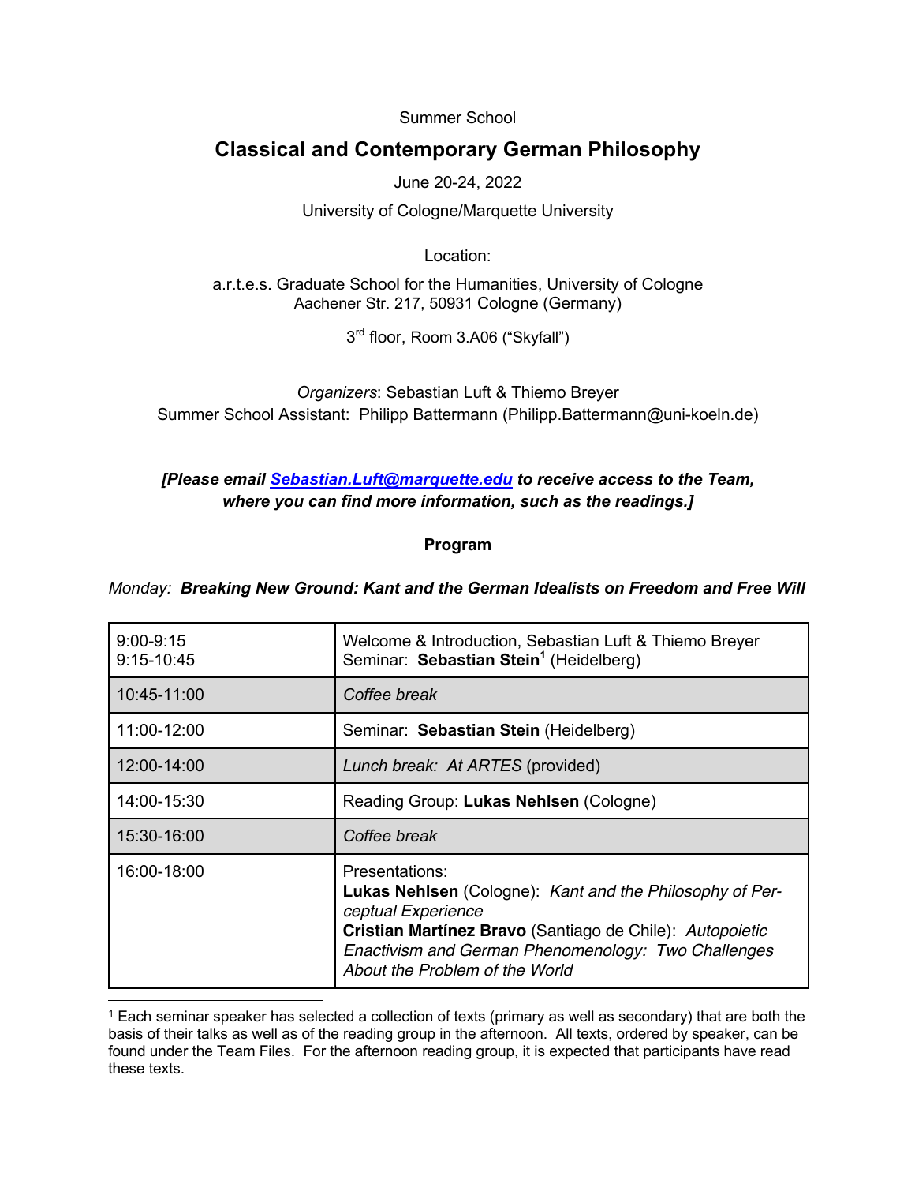Summer School

# Classical and Contemporary German Philosophy

June 20-24, 2022

University of Cologne/Marquette University

Location:

a.r.t.e.s. Graduate School for the Humanities, University of Cologne
Aachener Str. 217, 50931 Cologne (Germany)

3rd floor, Room 3.A06 ("Skyfall")

*Organizers*: Sebastian Luft & Thiemo Breyer
Summer School Assistant: Philipp Battermann (Philipp.Battermann@uni-koeln.de)

***[Please email Sebastian.Luft@marquette.edu to receive access to the Team, where you can find more information, such as the readings.]***

**Program**

*Monday:* ***Breaking New Ground: Kant and the German Idealists on Freedom and Free Will***

| | |
|---|---|
| 9:00-9:15<br>9:15-10:45 | Welcome & Introduction, Sebastian Luft & Thiemo Breyer<br>Seminar: **Sebastian Stein**[1] (Heidelberg) |
| 10:45-11:00 | *Coffee break* |
| 11:00-12:00 | Seminar: **Sebastian Stein** (Heidelberg) |
| 12:00-14:00 | *Lunch break: At ARTES* (provided) |
| 14:00-15:30 | Reading Group: **Lukas Nehlsen** (Cologne) |
| 15:30-16:00 | *Coffee break* |
| 16:00-18:00 | Presentations:<br>**Lukas Nehlsen** (Cologne): *Kant and the Philosophy of Perceptual Experience*<br>**Cristian Martínez Bravo** (Santiago de Chile): *Autopoietic Enactivism and German Phenomenology: Two Challenges About the Problem of the World* |

[1] Each seminar speaker has selected a collection of texts (primary as well as secondary) that are both the basis of their talks as well as of the reading group in the afternoon. All texts, ordered by speaker, can be found under the Team Files. For the afternoon reading group, it is expected that participants have read these texts.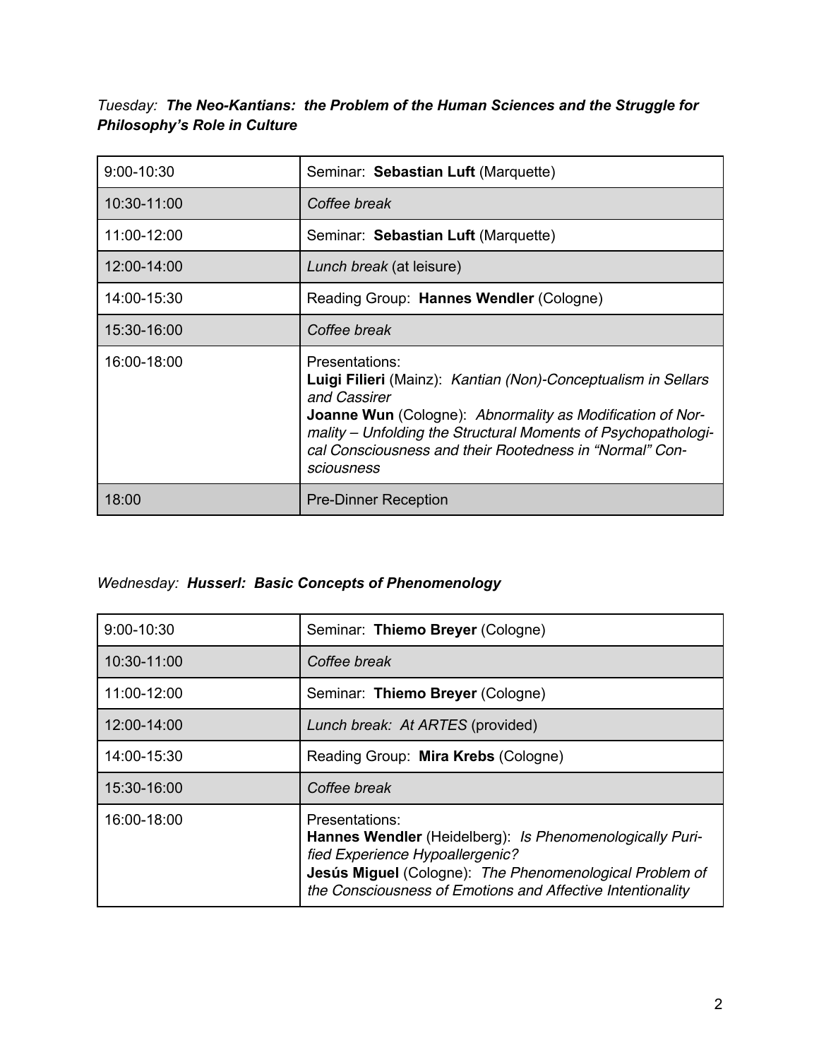*Tuesday:* ***The Neo-Kantians: the Problem of the Human Sciences and the Struggle for Philosophy's Role in Culture***

| | |
|---|---|
| 9:00-10:30 | Seminar: **Sebastian Luft** (Marquette) |
| 10:30-11:00 | *Coffee break* |
| 11:00-12:00 | Seminar: **Sebastian Luft** (Marquette) |
| 12:00-14:00 | *Lunch break* (at leisure) |
| 14:00-15:30 | Reading Group: **Hannes Wendler** (Cologne) |
| 15:30-16:00 | *Coffee break* |
| 16:00-18:00 | Presentations:<br>**Luigi Filieri** (Mainz): *Kantian (Non)-Conceptualism in Sellars and Cassirer*<br>**Joanne Wun** (Cologne): *Abnormality as Modification of Normality – Unfolding the Structural Moments of Psychopathological Consciousness and their Rootedness in "Normal" Consciousness* |
| 18:00 | Pre-Dinner Reception |

*Wednesday:* ***Husserl: Basic Concepts of Phenomenology***

| | |
|---|---|
| 9:00-10:30 | Seminar: **Thiemo Breyer** (Cologne) |
| 10:30-11:00 | *Coffee break* |
| 11:00-12:00 | Seminar: **Thiemo Breyer** (Cologne) |
| 12:00-14:00 | *Lunch break: At ARTES* (provided) |
| 14:00-15:30 | Reading Group: **Mira Krebs** (Cologne) |
| 15:30-16:00 | *Coffee break* |
| 16:00-18:00 | Presentations:<br>**Hannes Wendler** (Heidelberg): *Is Phenomenologically Purified Experience Hypoallergenic?*<br>**Jesús Miguel** (Cologne): *The Phenomenological Problem of the Consciousness of Emotions and Affective Intentionality* |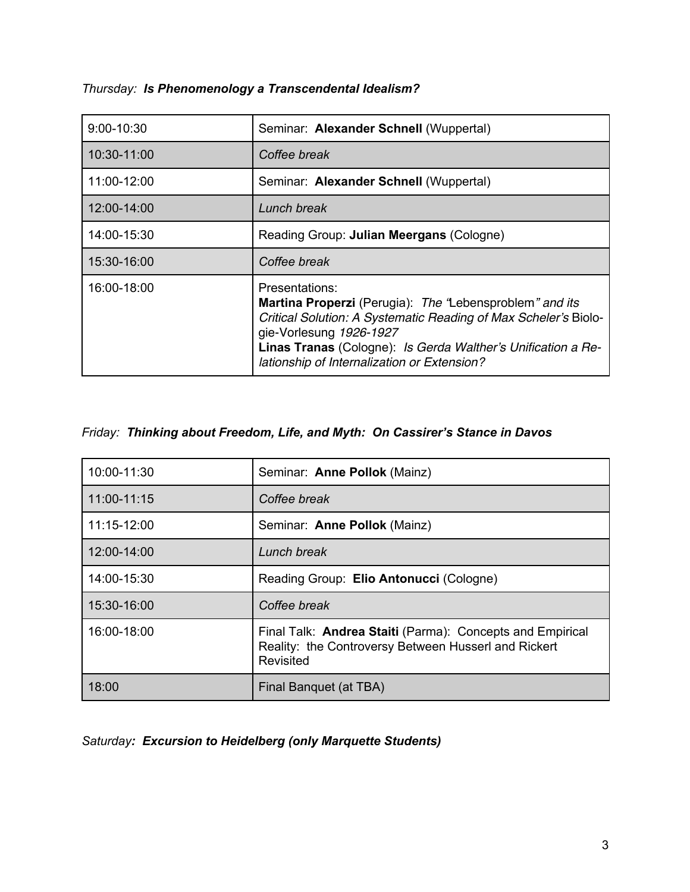*Thursday:* ***Is Phenomenology a Transcendental Idealism?***

| | |
|---|---|
| 9:00-10:30 | Seminar: **Alexander Schnell** (Wuppertal) |
| 10:30-11:00 | *Coffee break* |
| 11:00-12:00 | Seminar: **Alexander Schnell** (Wuppertal) |
| 12:00-14:00 | *Lunch break* |
| 14:00-15:30 | Reading Group: **Julian Meergans** (Cologne) |
| 15:30-16:00 | *Coffee break* |
| 16:00-18:00 | Presentations:<br>**Martina Properzi** (Perugia): *The "*Lebensproblem*" and its Critical Solution: A Systematic Reading of Max Scheler's* Biologie-Vorlesung *1926-1927*<br>**Linas Tranas** (Cologne): *Is Gerda Walther's Unification a Relationship of Internalization or Extension?* |

*Friday:* ***Thinking about Freedom, Life, and Myth: On Cassirer's Stance in Davos***

| | |
|---|---|
| 10:00-11:30 | Seminar: **Anne Pollok** (Mainz) |
| 11:00-11:15 | *Coffee break* |
| 11:15-12:00 | Seminar: **Anne Pollok** (Mainz) |
| 12:00-14:00 | *Lunch break* |
| 14:00-15:30 | Reading Group: **Elio Antonucci** (Cologne) |
| 15:30-16:00 | *Coffee break* |
| 16:00-18:00 | Final Talk: **Andrea Staiti** (Parma): Concepts and Empirical Reality: the Controversy Between Husserl and Rickert Revisited |
| 18:00 | Final Banquet (at TBA) |

*Saturday****: Excursion to Heidelberg (only Marquette Students)***